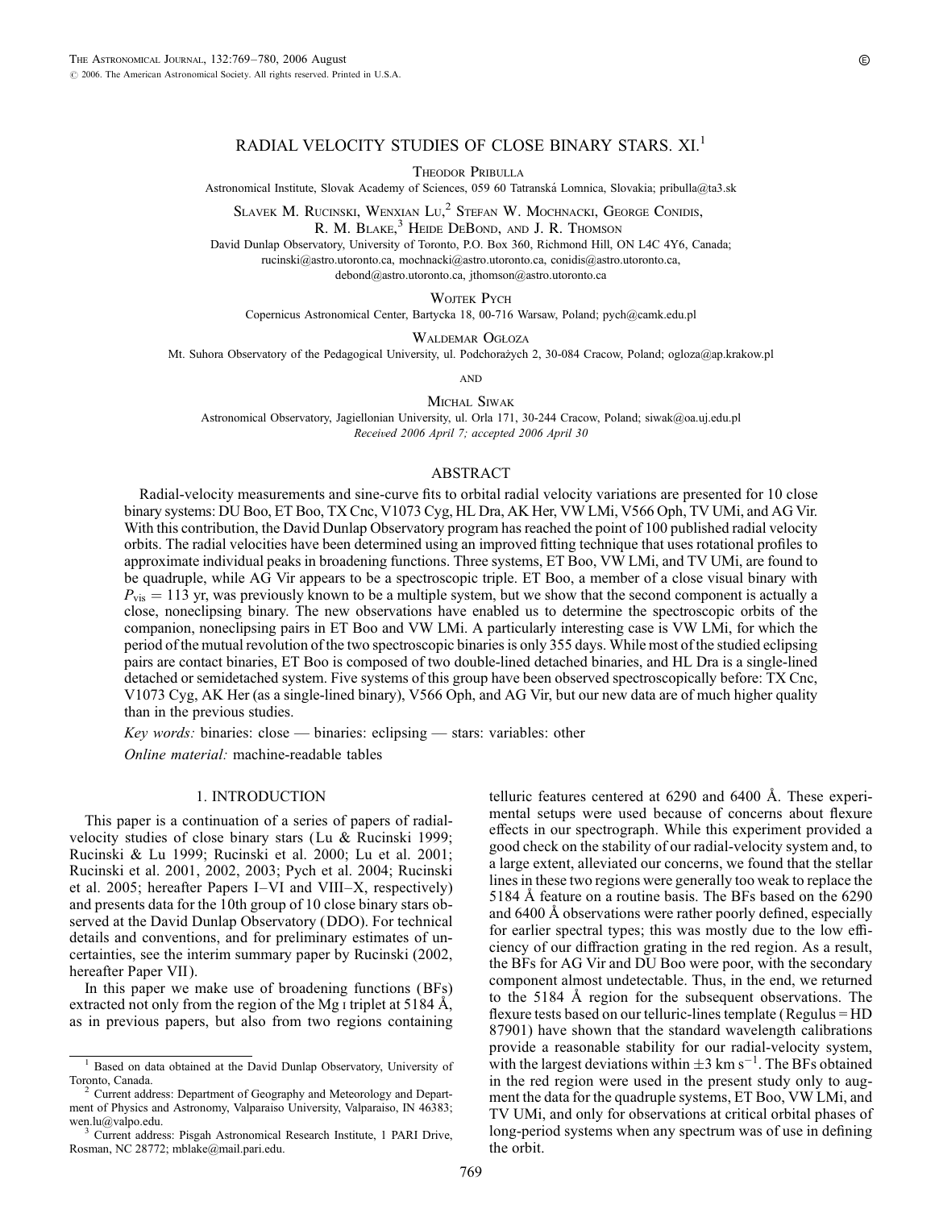# RADIAL VELOCITY STUDIES OF CLOSE BINARY STARS. XI.[1]

Theodor Pribulla

Astronomical Institute, Slovak Academy of Sciences, 059 60 Tatranská Lomnica, Slovakia; pribulla@ta3.sk

Slavek M. Rucinski, Wenxian Lu,[2] Stefan W. Mochnacki, George Conidis, R. M. Blake,[3] Heide DeBond, and J. R. Thomson

David Dunlap Observatory, University of Toronto, P.O. Box 360, Richmond Hill, ON L4C 4Y6, Canada; rucinski@astro.utoronto.ca, mochnacki@astro.utoronto.ca, conidis@astro.utoronto.ca, debond@astro.utoronto.ca, jthomson@astro.utoronto.ca

Wojtek Pych

Copernicus Astronomical Center, Bartycka 18, 00-716 Warsaw, Poland; pych@camk.edu.pl

Waldemar Ogłoza

Mt. Suhora Observatory of the Pedagogical University, ul. Podchorążych 2, 30-084 Cracow, Poland; ogloza@ap.krakow.pl

and

Michal Siwak

Astronomical Observatory, Jagiellonian University, ul. Orla 171, 30-244 Cracow, Poland; siwak@oa.uj.edu.pl

*Received 2006 April 7; accepted 2006 April 30*

## ABSTRACT

Radial-velocity measurements and sine-curve fits to orbital radial velocity variations are presented for 10 close binary systems: DU Boo, ET Boo, TX Cnc, V1073 Cyg, HL Dra, AK Her, VW LMi, V566 Oph, TV UMi, and AG Vir. With this contribution, the David Dunlap Observatory program has reached the point of 100 published radial velocity orbits. The radial velocities have been determined using an improved fitting technique that uses rotational profiles to approximate individual peaks in broadening functions. Three systems, ET Boo, VW LMi, and TV UMi, are found to be quadruple, while AG Vir appears to be a spectroscopic triple. ET Boo, a member of a close visual binary with $P_{\rm vis} = 113$ yr, was previously known to be a multiple system, but we show that the second component is actually a close, nonclipsing binary. The new observations have enabled us to determine the spectroscopic orbits of the companion, nonclipsing pairs in ET Boo and VW LMi. A particularly interesting case is VW LMi, for which the period of the mutual revolution of the two spectroscopic binaries is only 355 days. While most of the studied eclipsing pairs are contact binaries, ET Boo is composed of two double-lined detached binaries, and HL Dra is a single-lined detached or semidetached system. Five systems of this group have been observed spectroscopically before: TX Cnc, V1073 Cyg, AK Her (as a single-lined binary), V566 Oph, and AG Vir, but our new data are of much higher quality than in the previous studies.

*Key words:* binaries: close — binaries: eclipsing — stars: variables: other

*Online material:* machine-readable tables

## 1. INTRODUCTION

This paper is a continuation of a series of papers of radial-velocity studies of close binary stars (Lu & Rucinski 1999; Rucinski & Lu 1999; Rucinski et al. 2000; Lu et al. 2001; Rucinski et al. 2001, 2002, 2003; Pych et al. 2004; Rucinski et al. 2005; hereafter Papers I–VI and VIII–X, respectively) and presents data for the 10th group of 10 close binary stars observed at the David Dunlap Observatory (DDO). For technical details and conventions, and for preliminary estimates of uncertainties, see the interim summary paper by Rucinski (2002, hereafter Paper VII).

In this paper we make use of broadening functions (BFs) extracted not only from the region of the Mg I triplet at 5184 Å, as in previous papers, but also from two regions containing telluric features centered at 6290 and 6400 Å. These experimental setups were used because of concerns about flexure effects in our spectrograph. While this experiment provided a good check on the stability of our radial-velocity system and, to a large extent, alleviated our concerns, we found that the stellar lines in these two regions were generally too weak to replace the 5184 Å feature on a routine basis. The BFs based on the 6290 and 6400 Å observations were rather poorly defined, especially for earlier spectral types; this was mostly due to the low efficiency of our diffraction grating in the red region. As a result, the BFs for AG Vir and DU Boo were poor, with the secondary component almost undetectable. Thus, in the end, we returned to the 5184 Å region for the subsequent observations. The flexure tests based on our telluric-lines template (Regulus = HD 87901) have shown that the standard wavelength calibrations provide a reasonable stability for our radial-velocity system, with the largest deviations within $\pm 3$ km s$^{-1}$. The BFs obtained in the red region were used in the present study only to augment the data for the quadruple systems, ET Boo, VW LMi, and TV UMi, and only for observations at critical orbital phases of long-period systems when any spectrum was of use in defining the orbit.

---

[1] Based on data obtained at the David Dunlap Observatory, University of Toronto, Canada.

[2] Current address: Department of Geography and Meteorology and Department of Physics and Astronomy, Valparaiso University, Valparaiso, IN 46383; wen.lu@valpo.edu.

[3] Current address: Pisgah Astronomical Research Institute, 1 PARI Drive, Rosman, NC 28772; mblake@mail.pari.edu.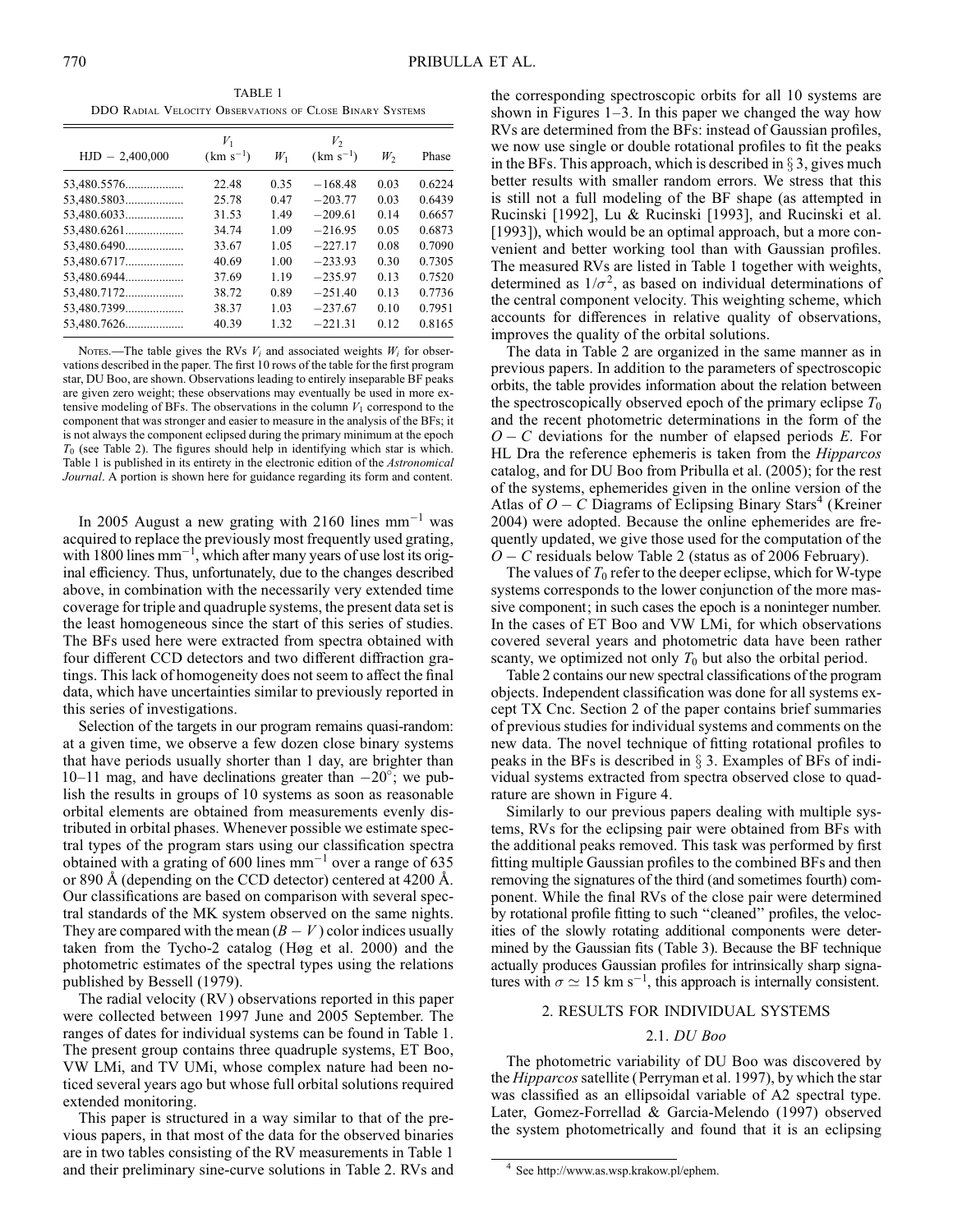TABLE 1

DDO Radial Velocity Observations of Close Binary Systems

| HJD − 2,400,000 | $V_1$ (km s$^{-1}$) | $W_1$ | $V_2$ (km s$^{-1}$) | $W_2$ | Phase |
|---|---|---|---|---|---|
| 53,480.5576 | 22.48 | 0.35 | −168.48 | 0.03 | 0.6224 |
| 53,480.5803 | 25.78 | 0.47 | −203.77 | 0.03 | 0.6439 |
| 53,480.6033 | 31.53 | 1.49 | −209.61 | 0.14 | 0.6657 |
| 53,480.6261 | 34.74 | 1.09 | −216.95 | 0.05 | 0.6873 |
| 53,480.6490 | 33.67 | 1.05 | −227.17 | 0.08 | 0.7090 |
| 53,480.6717 | 40.69 | 1.00 | −233.93 | 0.30 | 0.7305 |
| 53,480.6944 | 37.69 | 1.19 | −235.97 | 0.13 | 0.7520 |
| 53,480.7172 | 38.72 | 0.89 | −251.40 | 0.13 | 0.7736 |
| 53,480.7399 | 38.37 | 1.03 | −237.67 | 0.10 | 0.7951 |
| 53,480.7626 | 40.39 | 1.32 | −221.31 | 0.12 | 0.8165 |

Notes.—The table gives the RVs $V_i$ and associated weights $W_i$ for observations described in the paper. The first 10 rows of the table for the first program star, DU Boo, are shown. Observations leading to entirely inseparable BF peaks are given zero weight; these observations may eventually be used in more extensive modeling of BFs. The observations in the column $V_1$ correspond to the component that was stronger and easier to measure in the analysis of the BFs; it is not always the component eclipsed during the primary minimum at the epoch $T_0$ (see Table 2). The figures should help in identifying which star is which. Table 1 is published in its entirety in the electronic edition of the *Astronomical Journal*. A portion is shown here for guidance regarding its form and content.

In 2005 August a new grating with 2160 lines mm$^{-1}$ was acquired to replace the previously most frequently used grating, with 1800 lines mm$^{-1}$, which after many years of use lost its original efficiency. Thus, unfortunately, due to the changes described above, in combination with the necessarily very extended time coverage for triple and quadruple systems, the present data set is the least homogeneous since the start of this series of studies. The BFs used here were extracted from spectra obtained with four different CCD detectors and two different diffraction gratings. This lack of homogeneity does not seem to affect the final data, which have uncertainties similar to previously reported in this series of investigations.

Selection of the targets in our program remains quasi-random: at a given time, we observe a few dozen close binary systems that have periods usually shorter than 1 day, are brighter than 10–11 mag, and have declinations greater than −20°; we publish the results in groups of 10 systems as soon as reasonable orbital elements are obtained from measurements evenly distributed in orbital phases. Whenever possible we estimate spectral types of the program stars using our classification spectra obtained with a grating of 600 lines mm$^{-1}$ over a range of 635 or 890 Å (depending on the CCD detector) centered at 4200 Å. Our classifications are based on comparison with several spectral standards of the MK system observed on the same nights. They are compared with the mean $(B - V)$ color indices usually taken from the Tycho-2 catalog (Høg et al. 2000) and the photometric estimates of the spectral types using the relations published by Bessell (1979).

The radial velocity (RV) observations reported in this paper were collected between 1997 June and 2005 September. The ranges of dates for individual systems can be found in Table 1. The present group contains three quadruple systems, ET Boo, VW LMi, and TV UMi, whose complex nature had been noticed several years ago but whose full orbital solutions required extended monitoring.

This paper is structured in a way similar to that of the previous papers, in that most of the data for the observed binaries are in two tables consisting of the RV measurements in Table 1 and their preliminary sine-curve solutions in Table 2. RVs and the corresponding spectroscopic orbits for all 10 systems are shown in Figures 1–3. In this paper we changed the way how RVs are determined from the BFs: instead of Gaussian profiles, we now use single or double rotational profiles to fit the peaks in the BFs. This approach, which is described in § 3, gives much better results with smaller random errors. We stress that this is still not a full modeling of the BF shape (as attempted in Rucinski [1992], Lu & Rucinski [1993], and Rucinski et al. [1993]), which would be an optimal approach, but a more convenient and better working tool than with Gaussian profiles. The measured RVs are listed in Table 1 together with weights, determined as $1/\sigma^2$, as based on individual determinations of the central component velocity. This weighting scheme, which accounts for differences in relative quality of observations, improves the quality of the orbital solutions.

The data in Table 2 are organized in the same manner as in previous papers. In addition to the parameters of spectroscopic orbits, the table provides information about the relation between the spectroscopically observed epoch of the primary eclipse $T_0$ and the recent photometric determinations in the form of the $O - C$ deviations for the number of elapsed periods $E$. For HL Dra the reference ephemeris is taken from the *Hipparcos* catalog, and for DU Boo from Pribulla et al. (2005); for the rest of the systems, ephemerides given in the online version of the Atlas of $O - C$ Diagrams of Eclipsing Binary Stars[4] (Kreiner 2004) were adopted. Because the online ephemerides are frequently updated, we give those used for the computation of the $O - C$ residuals below Table 2 (status as of 2006 February).

The values of $T_0$ refer to the deeper eclipse, which for W-type systems corresponds to the lower conjunction of the more massive component; in such cases the epoch is a noninteger number. In the cases of ET Boo and VW LMi, for which observations covered several years and photometric data have been rather scanty, we optimized not only $T_0$ but also the orbital period.

Table 2 contains our new spectral classifications of the program objects. Independent classification was done for all systems except TX Cnc. Section 2 of the paper contains brief summaries of previous studies for individual systems and comments on the new data. The novel technique of fitting rotational profiles to peaks in the BFs is described in § 3. Examples of BFs of individual systems extracted from spectra observed close to quadrature are shown in Figure 4.

Similarly to our previous papers dealing with multiple systems, RVs for the eclipsing pair were obtained from BFs with the additional peaks removed. This task was performed by first fitting multiple Gaussian profiles to the combined BFs and then removing the signatures of the third (and sometimes fourth) component. While the final RVs of the close pair were determined by rotational profile fitting to such "cleaned" profiles, the velocities of the slowly rotating additional components were determined by the Gaussian fits (Table 3). Because the BF technique actually produces Gaussian profiles for intrinsically sharp signatures with $\sigma \simeq 15$ km s$^{-1}$, this approach is internally consistent.

## 2. RESULTS FOR INDIVIDUAL SYSTEMS

### 2.1. *DU Boo*

The photometric variability of DU Boo was discovered by the *Hipparcos* satellite (Perryman et al. 1997), by which the star was classified as an ellipsoidal variable of A2 spectral type. Later, Gomez-Forrellad & Garcia-Melendo (1997) observed the system photometrically and found that it is an eclipsing

[4] See http://www.as.wsp.krakow.pl/ephem.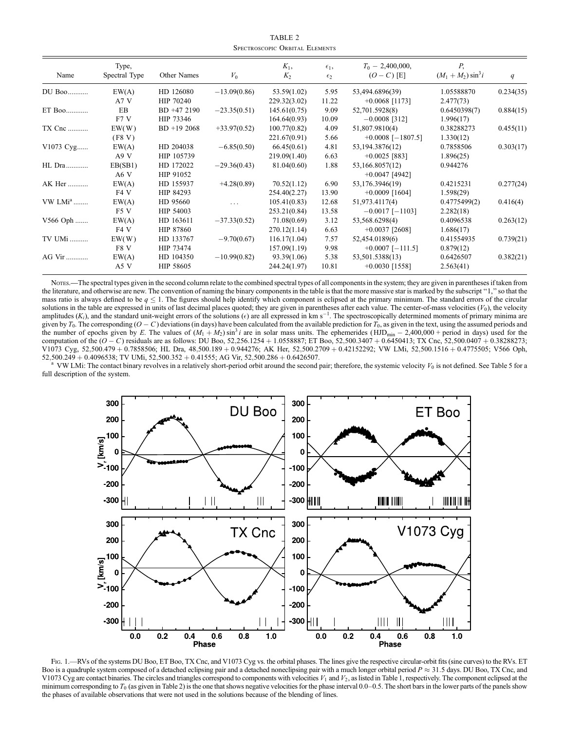TABLE 2

Spectroscopic Orbital Elements

| Name | Type, Spectral Type | Other Names | $V_0$ | $K_1$, $K_2$ | $\epsilon_1$, $\epsilon_2$ | $T_0$ − 2,400,000, $(O-C)$ [E] | $P$, $(M_1+M_2)\sin^3 i$ | $q$ |
|---|---|---|---|---|---|---|---|---|
| DU Boo........... | EW(A) | HD 126080 | −13.09(0.86) | 53.59(1.02) | 5.95 | 53,494.6896(39) | 1.05588870 | 0.234(35) |
| | A7 V | HIP 70240 | | 229.32(3.02) | 11.22 | +0.0068 [1173] | 2.477(73) | |
| ET Boo............ | EB | BD +47 2190 | −23.35(0.51) | 145.61(0.75) | 9.09 | 52,701.5928(8) | 0.6450398(7) | 0.884(15) |
| | F7 V | HIP 73346 | | 164.64(0.93) | 10.09 | −0.0008 [312] | 1.996(17) | |
| TX Cnc ........... | EW(W) | BD +19 2068 | +33.97(0.52) | 100.77(0.82) | 4.09 | 51,807.9810(4) | 0.38288273 | 0.455(11) |
| | (F8 V) | | | 221.67(0.91) | 5.66 | +0.0008 [−1807.5] | 1.330(12) | |
| V1073 Cyg...... | EW(A) | HD 204038 | −6.85(0.50) | 66.45(0.61) | 4.81 | 53,194.3876(12) | 0.7858506 | 0.303(17) |
| | A9 V | HIP 105739 | | 219.09(1.40) | 6.63 | +0.0025 [883] | 1.896(25) | |
| HL Dra............ | EB(SB1) | HD 172022 | −29.36(0.43) | 81.04(0.60) | 1.88 | 53,166.8057(12) | 0.944276 | |
| | A6 V | HIP 91052 | | | | +0.0047 [4942] | | |
| AK Her ........... | EW(A) | HD 155937 | +4.28(0.89) | 70.52(1.12) | 6.90 | 53,176.3946(19) | 0.4215231 | 0.277(24) |
| | F4 V | HIP 84293 | | 254.40(2.27) | 13.90 | +0.0009 [1604] | 1.598(29) | |
| VW LMi[a] ........ | EW(A) | HD 95660 | ... | 105.41(0.83) | 12.68 | 51,973.4117(4) | 0.4775499(2) | 0.416(4) |
| | F5 V | HIP 54003 | | 253.21(0.84) | 13.58 | −0.0017 [−1103] | 2.282(18) | |
| V566 Oph ....... | EW(A) | HD 163611 | −37.33(0.52) | 71.08(0.69) | 3.12 | 53,568.6298(4) | 0.4096538 | 0.263(12) |
| | F4 V | HIP 87860 | | 270.12(1.14) | 6.63 | +0.0037 [2608] | 1.686(17) | |
| TV UMi .......... | EW(W) | HD 133767 | −9.70(0.67) | 116.17(1.04) | 7.57 | 52,454.0189(6) | 0.41554935 | 0.739(21) |
| | F8 V | HIP 73474 | | 157.09(1.19) | 9.98 | +0.0007 [−111.5] | 0.879(12) | |
| AG Vir ........... | EW(A) | HD 104350 | −10.99(0.82) | 93.39(1.06) | 5.38 | 53,501.5388(13) | 0.6426507 | 0.382(21) |
| | A5 V | HIP 58605 | | 244.24(1.97) | 10.81 | +0.0030 [1558] | 2.563(41) | |

Notes.—The spectral types given in the second column relate to the combined spectral types of all components in the system; they are given in parentheses if taken from the literature, and otherwise are new. The convention of naming the binary components in the table is that the more massive star is marked by the subscript "1," so that the mass ratio is always defined to be $q \leq 1$. The figures should help identify which component is eclipsed at the primary minimum. The standard errors of the circular solutions in the table are expressed in units of last decimal places quoted; they are given in parentheses after each value. The center-of-mass velocities ($V_0$), the velocity amplitudes ($K_i$), and the standard unit-weight errors of the solutions ($\epsilon$) are all expressed in km s$^{-1}$. The spectroscopically determined moments of primary minima are given by $T_0$. The corresponding $(O-C)$ deviations (in days) have been calculated from the available prediction for $T_0$, as given in the text, using the assumed periods and the number of epochs given by $E$. The values of $(M_1+M_2)\sin^3 i$ are in solar mass units. The ephemerides (HJD$_{\rm min}$ − 2,400,000 + period in days) used for the computation of the $(O-C)$ residuals are as follows: DU Boo, 52,256.1254 + 1.0558887; ET Boo, 52,500.3407 + 0.6450413; TX Cnc, 52,500.0407 + 0.38288273; V1073 Cyg, 52,500.479 + 0.7858506; HL Dra, 48,500.189 + 0.944276; AK Her, 52,500.2709 + 0.42152292; VW LMi, 52,500.1516 + 0.4775505; V566 Oph, 52,500.249 + 0.4096538; TV UMi, 52,500.352 + 0.41555; AG Vir, 52,500.286 + 0.6426507.

[a] VW LMi: The contact binary revolves in a relatively short-period orbit around the second pair; therefore, the systemic velocity $V_0$ is not defined. See Table 5 for a full description of the system.

Fig. 1.—RVs of the systems DU Boo, ET Boo, TX Cnc, and V1073 Cyg vs. the orbital phases. The lines give the respective circular-orbit fits (sine curves) to the RVs. ET Boo is a quadruple system composed of a detached eclipsing pair and a detached noneclipsing pair with a much longer orbital period $P \approx 31.5$ days. DU Boo, TX Cnc, and V1073 Cyg are contact binaries. The circles and triangles correspond to components with velocities $V_1$ and $V_2$, as listed in Table 1, respectively. The component eclipsed at the minimum corresponding to $T_0$ (as given in Table 2) is the one that shows negative velocities for the phase interval 0.0–0.5. The short bars in the lower parts of the panels show the phases of available observations that were not used in the solutions because of the blending of lines.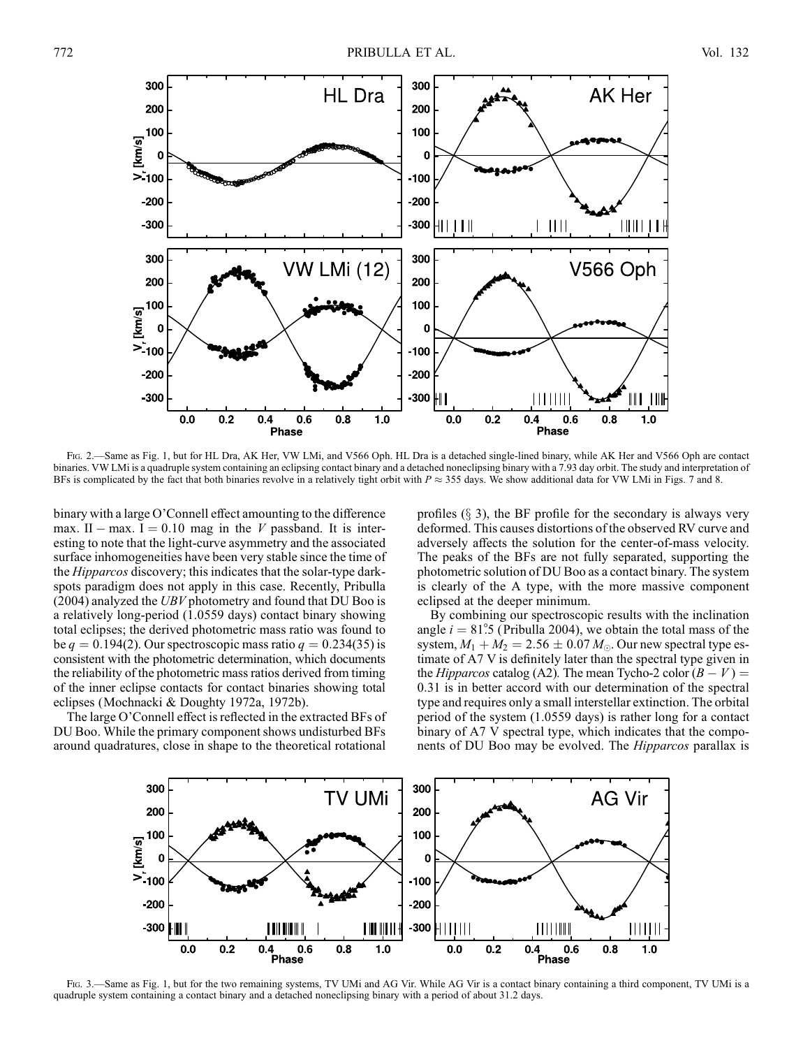Fig. 2.—Same as Fig. 1, but for HL Dra, AK Her, VW LMi, and V566 Oph. HL Dra is a detached single-lined binary, while AK Her and V566 Oph are contact binaries. VW LMi is a quadruple system containing an eclipsing contact binary and a detached noneclipsing binary with a 7.93 day orbit. The study and interpretation of BFs is complicated by the fact that both binaries revolve in a relatively tight orbit with $P \approx 355$ days. We show additional data for VW LMi in Figs. 7 and 8.

binary with a large O'Connell effect amounting to the difference max. II − max. I = 0.10 mag in the *V* passband. It is interesting to note that the light-curve asymmetry and the associated surface inhomogeneities have been very stable since the time of the *Hipparcos* discovery; this indicates that the solar-type dark-spots paradigm does not apply in this case. Recently, Pribulla (2004) analyzed the *UBV* photometry and found that DU Boo is a relatively long-period (1.0559 days) contact binary showing total eclipses; the derived photometric mass ratio was found to be $q = 0.194(2)$. Our spectroscopic mass ratio $q = 0.234(35)$ is consistent with the photometric determination, which documents the reliability of the photometric mass ratios derived from timing of the inner eclipse contacts for contact binaries showing total eclipses (Mochnacki & Doughty 1972a, 1972b).

The large O'Connell effect is reflected in the extracted BFs of DU Boo. While the primary component shows undisturbed BFs around quadratures, close in shape to the theoretical rotational profiles (§ 3), the BF profile for the secondary is always very deformed. This causes distortions of the observed RV curve and adversely affects the solution for the center-of-mass velocity. The peaks of the BFs are not fully separated, supporting the photometric solution of DU Boo as a contact binary. The system is clearly of the A type, with the more massive component eclipsed at the deeper minimum.

By combining our spectroscopic results with the inclination angle $i = 81.5°$ (Pribulla 2004), we obtain the total mass of the system, $M_1 + M_2 = 2.56 \pm 0.07\,M_\odot$. Our new spectral type estimate of A7 V is definitely later than the spectral type given in the *Hipparcos* catalog (A2). The mean Tycho-2 color $(B - V) = 0.31$ is in better accord with our determination of the spectral type and requires only a small interstellar extinction. The orbital period of the system (1.0559 days) is rather long for a contact binary of A7 V spectral type, which indicates that the components of DU Boo may be evolved. The *Hipparcos* parallax is

Fig. 3.—Same as Fig. 1, but for the two remaining systems, TV UMi and AG Vir. While AG Vir is a contact binary containing a third component, TV UMi is a quadruple system containing a contact binary and a detached noneclipsing binary with a period of about 31.2 days.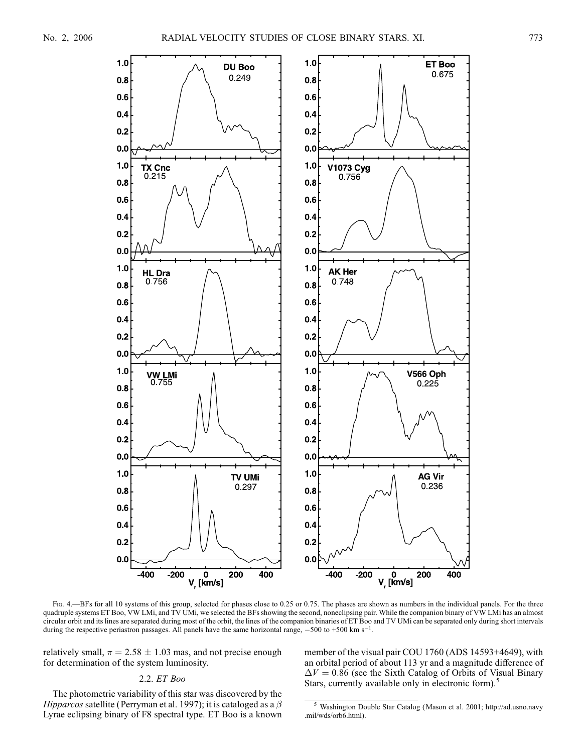Fig. 4.—BFs for all 10 systems of this group, selected for phases close to 0.25 or 0.75. The phases are shown as numbers in the individual panels. For the three quadruple systems ET Boo, VW LMi, and TV UMi, we selected the BFs showing the second, noneclipsing pair. While the companion binary of VW LMi has an almost circular orbit and its lines are separated during most of the orbit, the lines of the companion binaries of ET Boo and TV UMi can be separated only during short intervals during the respective periastron passages. All panels have the same horizontal range, −500 to +500 km s$^{-1}$.

relatively small, $\pi = 2.58 \pm 1.03$ mas, and not precise enough for determination of the system luminosity.

### 2.2. *ET Boo*

The photometric variability of this star was discovered by the *Hipparcos* satellite (Perryman et al. 1997); it is cataloged as a $\beta$ Lyrae eclipsing binary of F8 spectral type. ET Boo is a known member of the visual pair COU 1760 (ADS 14593+4649), with an orbital period of about 113 yr and a magnitude difference of $\Delta V = 0.86$ (see the Sixth Catalog of Orbits of Visual Binary Stars, currently available only in electronic form).[5]

[5] Washington Double Star Catalog (Mason et al. 2001; http://ad.usno.navy.mil/wds/orb6.html).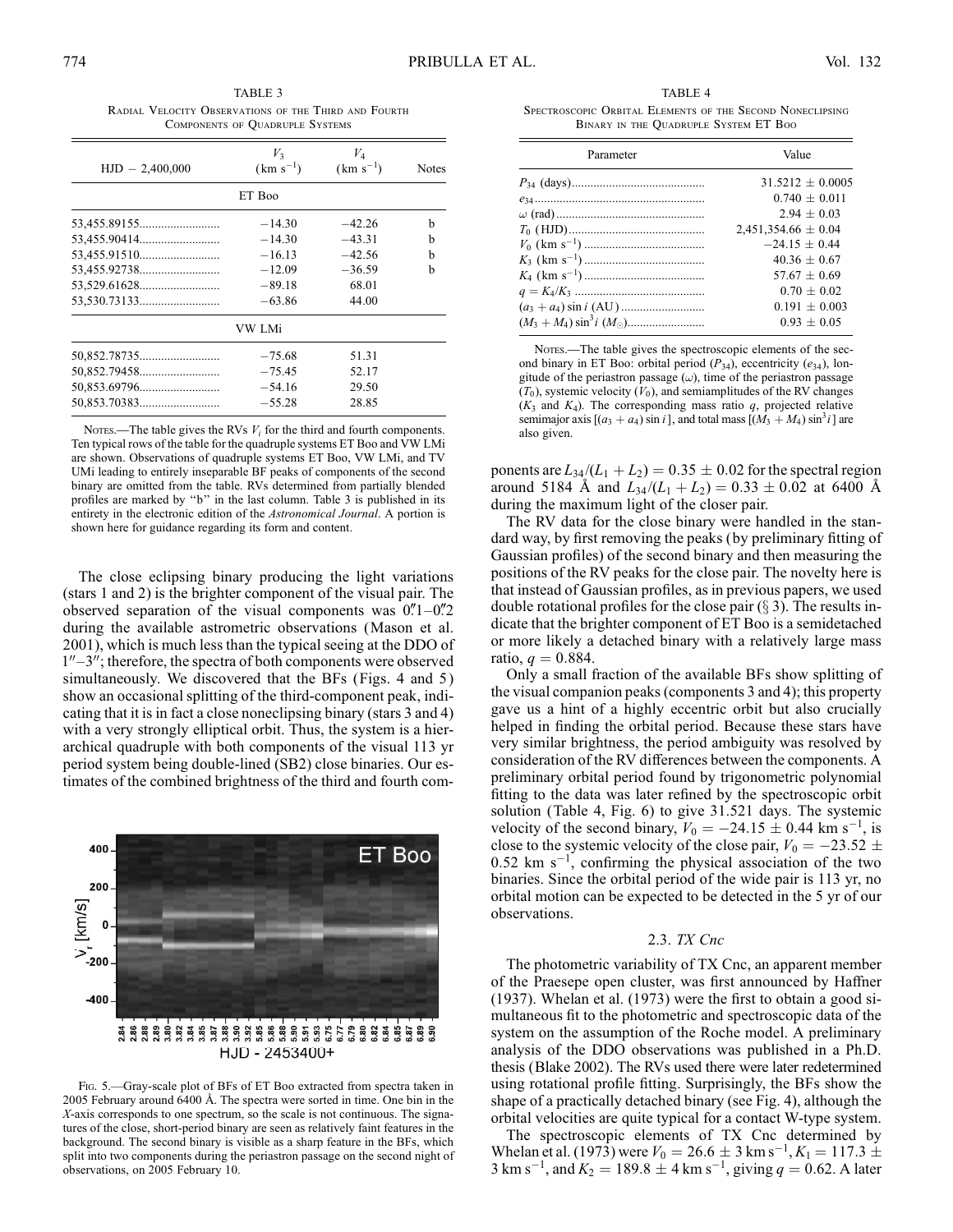TABLE 3

Radial Velocity Observations of the Third and Fourth Components of Quadruple Systems

| HJD − 2,400,000 | $V_3$ (km s$^{-1}$) | $V_4$ (km s$^{-1}$) | Notes |
|---|---|---|---|
| ET Boo | | | |
| 53,455.89155 | −14.30 | −42.26 | b |
| 53,455.90414 | −14.30 | −43.31 | b |
| 53,455.91510 | −16.13 | −42.56 | b |
| 53,455.92738 | −12.09 | −36.59 | b |
| 53,529.61628 | −89.18 | 68.01 | |
| 53,530.73133 | −63.86 | 44.00 | |
| VW LMi | | | |
| 50,852.78735 | −75.68 | 51.31 | |
| 50,852.79458 | −75.45 | 52.17 | |
| 50,853.69796 | −54.16 | 29.50 | |
| 50,853.70383 | −55.28 | 28.85 | |

Notes.—The table gives the RVs $V_i$ for the third and fourth components. Ten typical rows of the table for the quadruple systems ET Boo and VW LMi are shown. Observations of quadruple systems ET Boo, VW LMi, and TV UMi leading to entirely inseparable BF peaks of components of the second binary are omitted from the table. RVs determined from partially blended profiles are marked by "b" in the last column. Table 3 is published in its entirety in the electronic edition of the *Astronomical Journal*. A portion is shown here for guidance regarding its form and content.

The close eclipsing binary producing the light variations (stars 1 and 2) is the brighter component of the visual pair. The observed separation of the visual components was 0.″1–0.″2 during the available astrometric observations (Mason et al. 2001), which is much less than the typical seeing at the DDO of 1″–3″; therefore, the spectra of both components were observed simultaneously. We discovered that the BFs (Figs. 4 and 5) show an occasional splitting of the third-component peak, indicating that it is in fact a close noneclipsing binary (stars 3 and 4) with a very strongly elliptical orbit. Thus, the system is a hierarchical quadruple with both components of the visual 113 yr period system being double-lined (SB2) close binaries. Our estimates of the combined brightness of the third and fourth components are $L_{34}/(L_1 + L_2) = 0.35 \pm 0.02$ for the spectral region around 5184 Å and $L_{34}/(L_1 + L_2) = 0.33 \pm 0.02$ at 6400 Å during the maximum light of the closer pair.

Fig. 5.—Gray-scale plot of BFs of ET Boo extracted from spectra taken in 2005 February around 6400 Å. The spectra were sorted in time. One bin in the *X*-axis corresponds to one spectrum, so the scale is not continuous. The signatures of the close, short-period binary are seen as relatively faint features in the background. The second binary is visible as a sharp feature in the BFs, which split into two components during the periastron passage on the second night of observations, on 2005 February 10.

TABLE 4

Spectroscopic Orbital Elements of the Second Noneclipsing Binary in the Quadruple System ET Boo

| Parameter | Value |
|---|---|
| $P_{34}$ (days) | 31.5212 ± 0.0005 |
| $e_{34}$ | 0.740 ± 0.011 |
| $\omega$ (rad) | 2.94 ± 0.03 |
| $T_0$ (HJD) | 2,451,354.66 ± 0.04 |
| $V_0$ (km s$^{-1}$) | −24.15 ± 0.44 |
| $K_3$ (km s$^{-1}$) | 40.36 ± 0.67 |
| $K_4$ (km s$^{-1}$) | 57.67 ± 0.69 |
| $q = K_4/K_3$ | 0.70 ± 0.02 |
| $(a_3 + a_4) \sin i$ (AU) | 0.191 ± 0.003 |
| $(M_3 + M_4) \sin^3 i$ ($M_\odot$) | 0.93 ± 0.05 |

Notes.—The table gives the spectroscopic elements of the second binary in ET Boo: orbital period ($P_{34}$), eccentricity ($e_{34}$), longitude of the periastron passage ($\omega$), time of the periastron passage ($T_0$), systemic velocity ($V_0$), and semiamplitudes of the RV changes ($K_3$ and $K_4$). The corresponding mass ratio $q$, projected relative semimajor axis $[(a_3 + a_4) \sin i]$, and total mass $[(M_3 + M_4) \sin^3 i]$ are also given.

The RV data for the close binary were handled in the standard way, by first removing the peaks (by preliminary fitting of Gaussian profiles) of the second binary and then measuring the positions of the RV peaks for the close pair. The novelty here is that instead of Gaussian profiles, as in previous papers, we used double rotational profiles for the close pair (§ 3). The results indicate that the brighter component of ET Boo is a semidetached or more likely a detached binary with a relatively large mass ratio, $q = 0.884$.

Only a small fraction of the available BFs show splitting of the visual companion peaks (components 3 and 4); this property gave us a hint of a highly eccentric orbit but also crucially helped in finding the orbital period. Because these stars have very similar brightness, the period ambiguity was resolved by consideration of the RV differences between the components. A preliminary orbital period found by trigonometric polynomial fitting to the data was later refined by the spectroscopic orbit solution (Table 4, Fig. 6) to give 31.521 days. The systemic velocity of the second binary, $V_0 = -24.15 \pm 0.44$ km s$^{-1}$, is close to the systemic velocity of the close pair, $V_0 = -23.52 \pm 0.52$ km s$^{-1}$, confirming the physical association of the two binaries. Since the orbital period of the wide pair is 113 yr, no orbital motion can be expected to be detected in the 5 yr of our observations.

### 2.3. *TX Cnc*

The photometric variability of TX Cnc, an apparent member of the Praesepe open cluster, was first announced by Haffner (1937). Whelan et al. (1973) were the first to obtain a good simultaneous fit to the photometric and spectroscopic data of the system on the assumption of the Roche model. A preliminary analysis of the DDO observations was published in a Ph.D. thesis (Blake 2002). The RVs used there were later redetermined using rotational profile fitting. Surprisingly, the BFs show the shape of a practically detached binary (see Fig. 4), although the orbital velocities are quite typical for a contact W-type system.

The spectroscopic elements of TX Cnc determined by Whelan et al. (1973) were $V_0 = 26.6 \pm 3$ km s$^{-1}$, $K_1 = 117.3 \pm 3$ km s$^{-1}$, and $K_2 = 189.8 \pm 4$ km s$^{-1}$, giving $q = 0.62$. A later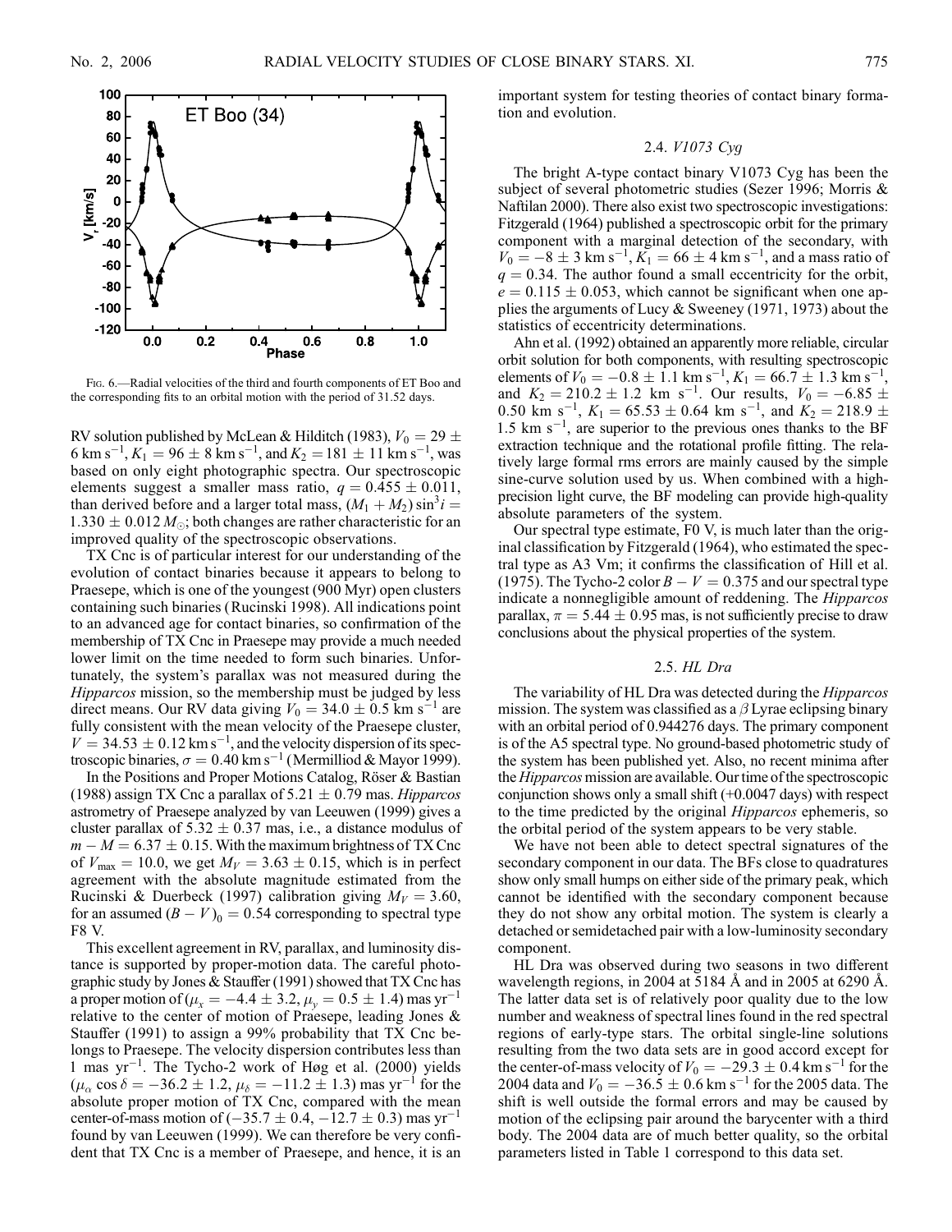Fig. 6.—Radial velocities of the third and fourth components of ET Boo and the corresponding fits to an orbital motion with the period of 31.52 days.

RV solution published by McLean & Hilditch (1983), $V_0 = 29 \pm 6$ km s$^{-1}$, $K_1 = 96 \pm 8$ km s$^{-1}$, and $K_2 = 181 \pm 11$ km s$^{-1}$, was based on only eight photographic spectra. Our spectroscopic elements suggest a smaller mass ratio, $q = 0.455 \pm 0.011$, than derived before and a larger total mass, $(M_1 + M_2)\sin^3 i = 1.330 \pm 0.012\ M_\odot$; both changes are rather characteristic for an improved quality of the spectroscopic observations.

TX Cnc is of particular interest for our understanding of the evolution of contact binaries because it appears to belong to Praesepe, which is one of the youngest (900 Myr) open clusters containing such binaries (Rucinski 1998). All indications point to an advanced age for contact binaries, so confirmation of the membership of TX Cnc in Praesepe may provide a much needed lower limit on the time needed to form such binaries. Unfortunately, the system's parallax was not measured during the *Hipparcos* mission, so the membership must be judged by less direct means. Our RV data giving $V_0 = 34.0 \pm 0.5$ km s$^{-1}$ are fully consistent with the mean velocity of the Praesepe cluster, $V = 34.53 \pm 0.12$ km s$^{-1}$, and the velocity dispersion of its spectroscopic binaries, $\sigma = 0.40$ km s$^{-1}$ (Mermilliod & Mayor 1999).

In the Positions and Proper Motions Catalog, Röser & Bastian (1988) assign TX Cnc a parallax of $5.21 \pm 0.79$ mas. *Hipparcos* astrometry of Praesepe analyzed by van Leeuwen (1999) gives a cluster parallax of $5.32 \pm 0.37$ mas, i.e., a distance modulus of $m - M = 6.37 \pm 0.15$. With the maximum brightness of TX Cnc of $V_{\rm max} = 10.0$, we get $M_V = 3.63 \pm 0.15$, which is in perfect agreement with the absolute magnitude estimated from the Rucinski & Duerbeck (1997) calibration giving $M_V = 3.60$, for an assumed $(B - V)_0 = 0.54$ corresponding to spectral type F8 V.

This excellent agreement in RV, parallax, and luminosity distance is supported by proper-motion data. The careful photographic study by Jones & Stauffer (1991) showed that TX Cnc has a proper motion of ($\mu_x = -4.4 \pm 3.2$, $\mu_y = 0.5 \pm 1.4$) mas yr$^{-1}$ relative to the center of motion of Praesepe, leading Jones & Stauffer (1991) to assign a 99% probability that TX Cnc belongs to Praesepe. The velocity dispersion contributes less than 1 mas yr$^{-1}$. The Tycho-2 work of Høg et al. (2000) yields ($\mu_\alpha \cos\delta = -36.2 \pm 1.2$, $\mu_\delta = -11.2 \pm 1.3$) mas yr$^{-1}$ for the absolute proper motion of TX Cnc, compared with the mean center-of-mass motion of ($-35.7 \pm 0.4$, $-12.7 \pm 0.3$) mas yr$^{-1}$ found by van Leeuwen (1999). We can therefore be very confident that TX Cnc is a member of Praesepe, and hence, it is an important system for testing theories of contact binary formation and evolution.

### 2.4. *V1073 Cyg*

The bright A-type contact binary V1073 Cyg has been the subject of several photometric studies (Sezer 1996; Morris & Naftilan 2000). There also exist two spectroscopic investigations: Fitzgerald (1964) published a spectroscopic orbit for the primary component with a marginal detection of the secondary, with $V_0 = -8 \pm 3$ km s$^{-1}$, $K_1 = 66 \pm 4$ km s$^{-1}$, and a mass ratio of $q = 0.34$. The author found a small eccentricity for the orbit, $e = 0.115 \pm 0.053$, which cannot be significant when one applies the arguments of Lucy & Sweeney (1971, 1973) about the statistics of eccentricity determinations.

Ahn et al. (1992) obtained an apparently more reliable, circular orbit solution for both components, with resulting spectroscopic elements of $V_0 = -0.8 \pm 1.1$ km s$^{-1}$, $K_1 = 66.7 \pm 1.3$ km s$^{-1}$, and $K_2 = 210.2 \pm 1.2$ km s$^{-1}$. Our results, $V_0 = -6.85 \pm 0.50$ km s$^{-1}$, $K_1 = 65.53 \pm 0.64$ km s$^{-1}$, and $K_2 = 218.9 \pm 1.5$ km s$^{-1}$, are superior to the previous ones thanks to the BF extraction technique and the rotational profile fitting. The relatively large formal rms errors are mainly caused by the simple sine-curve solution used by us. When combined with a high-precision light curve, the BF modeling can provide high-quality absolute parameters of the system.

Our spectral type estimate, F0 V, is much later than the original classification by Fitzgerald (1964), who estimated the spectral type as A3 Vm; it confirms the classification of Hill et al. (1975). The Tycho-2 color $B - V = 0.375$ and our spectral type indicate a nonnegligible amount of reddening. The *Hipparcos* parallax, $\pi = 5.44 \pm 0.95$ mas, is not sufficiently precise to draw conclusions about the physical properties of the system.

### 2.5. *HL Dra*

The variability of HL Dra was detected during the *Hipparcos* mission. The system was classified as a $\beta$ Lyrae eclipsing binary with an orbital period of 0.944276 days. The primary component is of the A5 spectral type. No ground-based photometric study of the system has been published yet. Also, no recent minima after the *Hipparcos* mission are available. Our time of the spectroscopic conjunction shows only a small shift (+0.0047 days) with respect to the time predicted by the original *Hipparcos* ephemeris, so the orbital period of the system appears to be very stable.

We have not been able to detect spectral signatures of the secondary component in our data. The BFs close to quadratures show only small humps on either side of the primary peak, which cannot be identified with the secondary component because they do not show any orbital motion. The system is clearly a detached or semidetached pair with a low-luminosity secondary component.

HL Dra was observed during two seasons in two different wavelength regions, in 2004 at 5184 Å and in 2005 at 6290 Å. The latter data set is of relatively poor quality due to the low number and weakness of spectral lines found in the red spectral regions of early-type stars. The orbital single-line solutions resulting from the two data sets are in good accord except for the center-of-mass velocity of $V_0 = -29.3 \pm 0.4$ km s$^{-1}$ for the 2004 data and $V_0 = -36.5 \pm 0.6$ km s$^{-1}$ for the 2005 data. The shift is well outside the formal errors and may be caused by motion of the eclipsing pair around the barycenter with a third body. The 2004 data are of much better quality, so the orbital parameters listed in Table 1 correspond to this data set.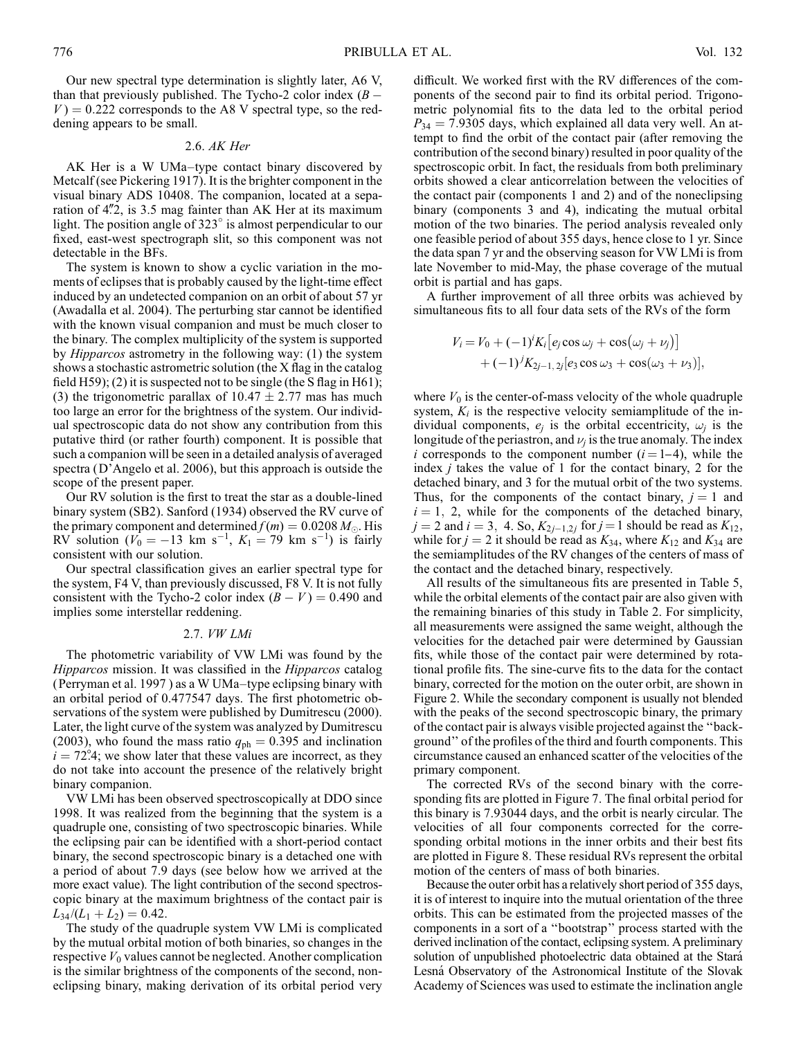Our new spectral type determination is slightly later, A6 V, than that previously published. The Tycho-2 color index $(B - V) = 0.222$ corresponds to the A8 V spectral type, so the reddening appears to be small.

### 2.6. *AK Her*

AK Her is a W UMa–type contact binary discovered by Metcalf (see Pickering 1917). It is the brighter component in the visual binary ADS 10408. The companion, located at a separation of 4″.2, is 3.5 mag fainter than AK Her at its maximum light. The position angle of 323° is almost perpendicular to our fixed, east-west spectrograph slit, so this component was not detectable in the BFs.

The system is known to show a cyclic variation in the moments of eclipses that is probably caused by the light-time effect induced by an undetected companion on an orbit of about 57 yr (Awadalla et al. 2004). The perturbing star cannot be identified with the known visual companion and must be much closer to the binary. The complex multiplicity of the system is supported by *Hipparcos* astrometry in the following way: (1) the system shows a stochastic astrometric solution (the X flag in the catalog field H59); (2) it is suspected not to be single (the S flag in H61); (3) the trigonometric parallax of $10.47 \pm 2.77$ mas has much too large an error for the brightness of the system. Our individual spectroscopic data do not show any contribution from this putative third (or rather fourth) component. It is possible that such a companion will be seen in a detailed analysis of averaged spectra (D'Angelo et al. 2006), but this approach is outside the scope of the present paper.

Our RV solution is the first to treat the star as a double-lined binary system (SB2). Sanford (1934) observed the RV curve of the primary component and determined $f(m) = 0.0208\ M_\odot$. His RV solution ($V_0 = -13$ km s$^{-1}$, $K_1 = 79$ km s$^{-1}$) is fairly consistent with our solution.

Our spectral classification gives an earlier spectral type for the system, F4 V, than previously discussed, F8 V. It is not fully consistent with the Tycho-2 color index $(B - V) = 0.490$ and implies some interstellar reddening.

### 2.7. *VW LMi*

The photometric variability of VW LMi was found by the *Hipparcos* mission. It was classified in the *Hipparcos* catalog (Perryman et al. 1997) as a W UMa–type eclipsing binary with an orbital period of 0.477547 days. The first photometric observations of the system were published by Dumitrescu (2000). Later, the light curve of the system was analyzed by Dumitrescu (2003), who found the mass ratio $q_{\rm ph} = 0.395$ and inclination $i = 72.4°$; we show later that these values are incorrect, as they do not take into account the presence of the relatively bright binary companion.

VW LMi has been observed spectroscopically at DDO since 1998. It was realized from the beginning that the system is a quadruple one, consisting of two spectroscopic binaries. While the eclipsing pair can be identified with a short-period contact binary, the second spectroscopic binary is a detached one with a period of about 7.9 days (see below how we arrived at the more exact value). The light contribution of the second spectroscopic binary at the maximum brightness of the contact pair is $L_{34}/(L_1 + L_2) = 0.42$.

The study of the quadruple system VW LMi is complicated by the mutual orbital motion of both binaries, so changes in the respective $V_0$ values cannot be neglected. Another complication is the similar brightness of the components of the second, noneclipsing binary, making derivation of its orbital period very difficult. We worked first with the RV differences of the components of the second pair to find its orbital period. Trigonometric polynomial fits to the data led to the orbital period $P_{34} = 7.9305$ days, which explained all data very well. An attempt to find the orbit of the contact pair (after removing the contribution of the second binary) resulted in poor quality of the spectroscopic orbit. In fact, the residuals from both preliminary orbits showed a clear anticorrelation between the velocities of the contact pair (components 1 and 2) and of the noneclipsing binary (components 3 and 4), indicating the mutual orbital motion of the two binaries. The period analysis revealed only one feasible period of about 355 days, hence close to 1 yr. Since the data span 7 yr and the observing season for VW LMi is from late November to mid-May, the phase coverage of the mutual orbit is partial and has gaps.

A further improvement of all three orbits was achieved by simultaneous fits to all four data sets of the RVs of the form

$$V_i = V_0 + (-1)^i K_i \left[e_j \cos\omega_j + \cos(\omega_j + \nu_j)\right] + (-1)^j K_{2j-1,\,2j}\left[e_3 \cos\omega_3 + \cos(\omega_3 + \nu_3)\right],$$

where $V_0$ is the center-of-mass velocity of the whole quadruple system, $K_i$ is the respective velocity semiamplitude of the individual components, $e_j$ is the orbital eccentricity, $\omega_j$ is the longitude of the periastron, and $\nu_j$ is the true anomaly. The index $i$ corresponds to the component number ($i = 1$–$4$), while the index $j$ takes the value of 1 for the contact binary, 2 for the detached binary, and 3 for the mutual orbit of the two systems. Thus, for the components of the contact binary, $j = 1$ and $i = 1,\ 2$, while for the components of the detached binary, $j = 2$ and $i = 3,\ 4$. So, $K_{2j-1,2j}$ for $j = 1$ should be read as $K_{12}$, while for $j = 2$ it should be read as $K_{34}$, where $K_{12}$ and $K_{34}$ are the semiamplitudes of the RV changes of the centers of mass of the contact and the detached binary, respectively.

All results of the simultaneous fits are presented in Table 5, while the orbital elements of the contact pair are also given with the remaining binaries of this study in Table 2. For simplicity, all measurements were assigned the same weight, although the velocities for the detached pair were determined by Gaussian fits, while those of the contact pair were determined by rotational profile fits. The sine-curve fits to the data for the contact binary, corrected for the motion on the outer orbit, are shown in Figure 2. While the secondary component is usually not blended with the peaks of the second spectroscopic binary, the primary of the contact pair is always visible projected against the "background" of the profiles of the third and fourth components. This circumstance caused an enhanced scatter of the velocities of the primary component.

The corrected RVs of the second binary with the corresponding fits are plotted in Figure 7. The final orbital period for this binary is 7.93044 days, and the orbit is nearly circular. The velocities of all four components corrected for the corresponding orbital motions in the inner orbits and their best fits are plotted in Figure 8. These residual RVs represent the orbital motion of the centers of mass of both binaries.

Because the outer orbit has a relatively short period of 355 days, it is of interest to inquire into the mutual orientation of the three orbits. This can be estimated from the projected masses of the components in a sort of a "bootstrap" process started with the derived inclination of the contact, eclipsing system. A preliminary solution of unpublished photoelectric data obtained at the Stará Lesná Observatory of the Astronomical Institute of the Slovak Academy of Sciences was used to estimate the inclination angle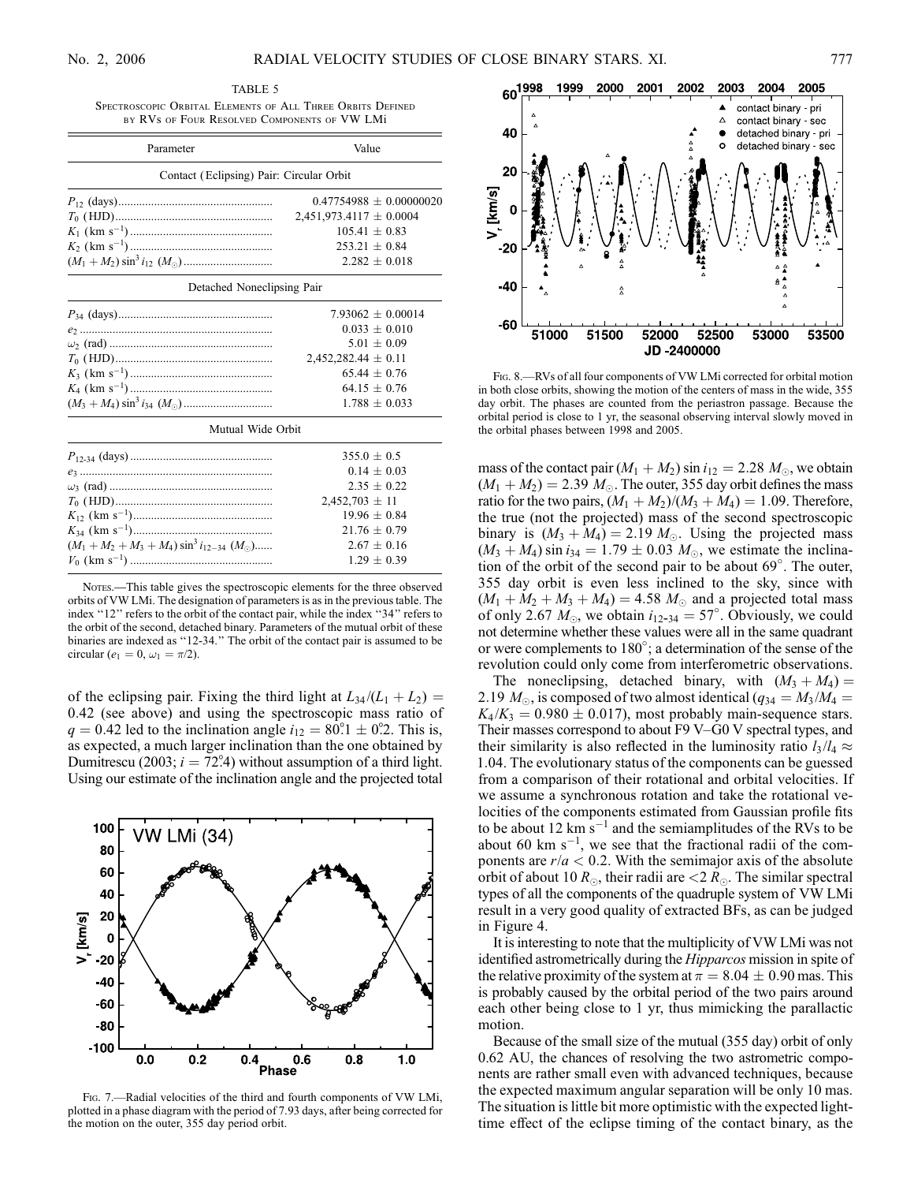TABLE 5

Spectroscopic Orbital Elements of All Three Orbits Defined by RVs of Four Resolved Components of VW LMi

| Parameter | Value |
|---|---|
| **Contact (Eclipsing) Pair: Circular Orbit** | |
| $P_{12}$ (days) | 0.47754988 ± 0.00000020 |
| $T_0$ (HJD) | 2,451,973.4117 ± 0.0004 |
| $K_1$ (km s$^{-1}$) | 105.41 ± 0.83 |
| $K_2$ (km s$^{-1}$) | 253.21 ± 0.84 |
| $(M_1 + M_2)\sin^3 i_{12}$ ($M_\odot$) | 2.282 ± 0.018 |
| **Detached Noneclipsing Pair** | |
| $P_{34}$ (days) | 7.93062 ± 0.00014 |
| $e_2$ | 0.033 ± 0.010 |
| $\omega_2$ (rad) | 5.01 ± 0.09 |
| $T_0$ (HJD) | 2,452,282.44 ± 0.11 |
| $K_3$ (km s$^{-1}$) | 65.44 ± 0.76 |
| $K_4$ (km s$^{-1}$) | 64.15 ± 0.76 |
| $(M_3 + M_4)\sin^3 i_{34}$ ($M_\odot$) | 1.788 ± 0.033 |
| **Mutual Wide Orbit** | |
| $P_{12\text{-}34}$ (days) | 355.0 ± 0.5 |
| $e_3$ | 0.14 ± 0.03 |
| $\omega_3$ (rad) | 2.35 ± 0.22 |
| $T_0$ (HJD) | 2,452,703 ± 11 |
| $K_{12}$ (km s$^{-1}$) | 19.96 ± 0.84 |
| $K_{34}$ (km s$^{-1}$) | 21.76 ± 0.79 |
| $(M_1 + M_2 + M_3 + M_4)\sin^3 i_{12-34}$ ($M_\odot$) | 2.67 ± 0.16 |
| $V_0$ (km s$^{-1}$) | 1.29 ± 0.39 |

Notes.—This table gives the spectroscopic elements for the three observed orbits of VW LMi. The designation of parameters is as in the previous table. The index "12" refers to the orbit of the contact pair, while the index "34" refers to the orbit of the second, detached binary. Parameters of the mutual orbit of these binaries are indexed as "12-34." The orbit of the contact pair is assumed to be circular ($e_1 = 0$, $\omega_1 = \pi/2$).

of the eclipsing pair. Fixing the third light at $L_{34}/(L_1 + L_2) = 0.42$ (see above) and using the spectroscopic mass ratio of $q = 0.42$ led to the inclination angle $i_{12} = 80.1° \pm 0.2°$. This is, as expected, a much larger inclination than the one obtained by Dumitrescu (2003; $i = 72.4°$) without assumption of a third light. Using our estimate of the inclination angle and the projected total mass of the contact pair $(M_1 + M_2)\sin i_{12} = 2.28\ M_\odot$, we obtain $(M_1 + M_2) = 2.39\ M_\odot$. The outer, 355 day orbit defines the mass ratio for the two pairs, $(M_1 + M_2)/(M_3 + M_4) = 1.09$. Therefore, the true (not the projected) mass of the second spectroscopic binary is $(M_3 + M_4) = 2.19\ M_\odot$. Using the projected mass $(M_3 + M_4)\sin i_{34} = 1.79 \pm 0.03\ M_\odot$, we estimate the inclination of the orbit of the second pair to be about 69°. The outer, 355 day orbit is even less inclined to the sky, since with $(M_1 + M_2 + M_3 + M_4) = 4.58\ M_\odot$ and a projected total mass of only $2.67\ M_\odot$, we obtain $i_{12\text{-}34} = 57°$. Obviously, we could not determine whether these values were all in the same quadrant or were complements to 180°; a determination of the sense of the revolution could only come from interferometric observations.

Fig. 7.—Radial velocities of the third and fourth components of VW LMi, plotted in a phase diagram with the period of 7.93 days, after being corrected for the motion on the outer, 355 day period orbit.

Fig. 8.—RVs of all four components of VW LMi corrected for orbital motion in both close orbits, showing the motion of the centers of mass in the wide, 355 day orbit. The phases are counted from the periastron passage. Because the orbital period is close to 1 yr, the seasonal observing interval slowly moved in the orbital phases between 1998 and 2005.

The noneclipsing, detached binary, with $(M_3 + M_4) = 2.19\ M_\odot$, is composed of two almost identical ($q_{34} = M_3/M_4 = K_4/K_3 = 0.980 \pm 0.017$), most probably main-sequence stars. Their masses correspond to about F9 V–G0 V spectral types, and their similarity is also reflected in the luminosity ratio $l_3/l_4 \approx 1.04$. The evolutionary status of the components can be guessed from a comparison of their rotational and orbital velocities. If we assume a synchronous rotation and take the rotational velocities of the components estimated from Gaussian profile fits to be about 12 km s$^{-1}$ and the semiamplitudes of the RVs to be about 60 km s$^{-1}$, we see that the fractional radii of the components are $r/a < 0.2$. With the semimajor axis of the absolute orbit of about 10 $R_\odot$, their radii are $< 2\ R_\odot$. The similar spectral types of all the components of the quadruple system of VW LMi result in a very good quality of extracted BFs, as can be judged in Figure 4.

It is interesting to note that the multiplicity of VW LMi was not identified astrometrically during the *Hipparcos* mission in spite of the relative proximity of the system at $\pi = 8.04 \pm 0.90$ mas. This is probably caused by the orbital period of the two pairs around each other being close to 1 yr, thus mimicking the parallactic motion.

Because of the small size of the mutual (355 day) orbit of only 0.62 AU, the chances of resolving the two astrometric components are rather small even with advanced techniques, because the expected maximum angular separation will be only 10 mas. The situation is little bit more optimistic with the expected light-time effect of the eclipse timing of the contact binary, as the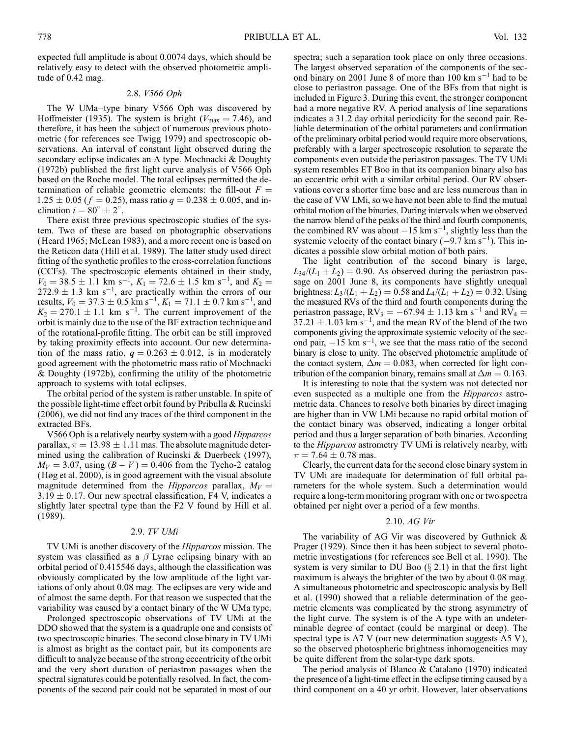expected full amplitude is about 0.0074 days, which should be relatively easy to detect with the observed photometric amplitude of 0.42 mag.

### 2.8. *V566 Oph*

The W UMa–type binary V566 Oph was discovered by Hoffmeister (1935). The system is bright ($V_{max} = 7.46$), and therefore, it has been the subject of numerous previous photometric (for references see Twigg 1979) and spectroscopic observations. An interval of constant light observed during the secondary eclipse indicates an A type. Mochnacki & Doughty (1972b) published the first light curve analysis of V566 Oph based on the Roche model. The total eclipses permitted the determination of reliable geometric elements: the fill-out $F = 1.25 \pm 0.05$ ($f = 0.25$), mass ratio $q = 0.238 \pm 0.005$, and inclination $i = 80° \pm 2°$.

There exist three previous spectroscopic studies of the system. Two of these are based on photographic observations (Heard 1965; McLean 1983), and a more recent one is based on the Reticon data (Hill et al. 1989). The latter study used direct fitting of the synthetic profiles to the cross-correlation functions (CCFs). The spectroscopic elements obtained in their study, $V_0 = 38.5 \pm 1.1$ km s$^{-1}$, $K_1 = 72.6 \pm 1.5$ km s$^{-1}$, and $K_2 = 272.9 \pm 1.3$ km s$^{-1}$, are practically within the errors of our results, $V_0 = 37.3 \pm 0.5$ km s$^{-1}$, $K_1 = 71.1 \pm 0.7$ km s$^{-1}$, and $K_2 = 270.1 \pm 1.1$ km s$^{-1}$. The current improvement of the orbit is mainly due to the use of the BF extraction technique and of the rotational-profile fitting. The orbit can be still improved by taking proximity effects into account. Our new determination of the mass ratio, $q = 0.263 \pm 0.012$, is in moderately good agreement with the photometric mass ratio of Mochnacki & Doughty (1972b), confirming the utility of the photometric approach to systems with total eclipses.

The orbital period of the system is rather unstable. In spite of the possible light-time effect orbit found by Pribulla & Rucinski (2006), we did not find any traces of the third component in the extracted BFs.

V566 Oph is a relatively nearby system with a good *Hipparcos* parallax, $\pi = 13.98 \pm 1.11$ mas. The absolute magnitude determined using the calibration of Rucinski & Duerbeck (1997), $M_V = 3.07$, using $(B - V) = 0.406$ from the Tycho-2 catalog (Høg et al. 2000), is in good agreement with the visual absolute magnitude determined from the *Hipparcos* parallax, $M_V = 3.19 \pm 0.17$. Our new spectral classification, F4 V, indicates a slightly later spectral type than the F2 V found by Hill et al. (1989).

### 2.9. *TV UMi*

TV UMi is another discovery of the *Hipparcos* mission. The system was classified as a $\beta$ Lyrae eclipsing binary with an orbital period of 0.415546 days, although the classification was obviously complicated by the low amplitude of the light variations of only about 0.08 mag. The eclipses are very wide and of almost the same depth. For that reason we suspected that the variability was caused by a contact binary of the W UMa type.

Prolonged spectroscopic observations of TV UMi at the DDO showed that the system is a quadruple one and consists of two spectroscopic binaries. The second close binary in TV UMi is almost as bright as the contact pair, but its components are difficult to analyze because of the strong eccentricity of the orbit and the very short duration of periastron passages when the spectral signatures could be potentially resolved. In fact, the components of the second pair could not be separated in most of our spectra; such a separation took place on only three occasions. The largest observed separation of the components of the second binary on 2001 June 8 of more than 100 km s$^{-1}$ had to be close to periastron passage. One of the BFs from that night is included in Figure 3. During this event, the stronger component had a more negative RV. A period analysis of line separations indicates a 31.2 day orbital periodicity for the second pair. Reliable determination of the orbital parameters and confirmation of the preliminary orbital period would require more observations, preferably with a larger spectroscopic resolution to separate the components even outside the periastron passages. The TV UMi system resembles ET Boo in that its companion binary also has an eccentric orbit with a similar orbital period. Our RV observations cover a shorter time base and are less numerous than in the case of VW LMi, so we have not been able to find the mutual orbital motion of the binaries. During intervals when we observed the narrow blend of the peaks of the third and fourth components, the combined RV was about $-15$ km s$^{-1}$, slightly less than the systemic velocity of the contact binary ($-9.7$ km s$^{-1}$). This indicates a possible slow orbital motion of both pairs.

The light contribution of the second binary is large, $L_{34}/(L_1 + L_2) = 0.90$. As observed during the periastron passage on 2001 June 8, its components have slightly unequal brightness: $L_3/(L_1 + L_2) = 0.58$ and $L_4/(L_1 + L_2) = 0.32$. Using the measured RVs of the third and fourth components during the periastron passage, $\text{RV}_3 = -67.94 \pm 1.13$ km s$^{-1}$ and $\text{RV}_4 = 37.21 \pm 1.03$ km s$^{-1}$, and the mean RV of the blend of the two components giving the approximate systemic velocity of the second pair, $-15$ km s$^{-1}$, we see that the mass ratio of the second binary is close to unity. The observed photometric amplitude of the contact system, $\Delta m = 0.083$, when corrected for light contribution of the companion binary, remains small at $\Delta m = 0.163$.

It is interesting to note that the system was not detected nor even suspected as a multiple one from the *Hipparcos* astrometric data. Chances to resolve both binaries by direct imaging are higher than in VW LMi because no rapid orbital motion of the contact binary was observed, indicating a longer orbital period and thus a larger separation of both binaries. According to the *Hipparcos* astrometry TV UMi is relatively nearby, with $\pi = 7.64 \pm 0.78$ mas.

Clearly, the current data for the second close binary system in TV UMi are inadequate for determination of full orbital parameters for the whole system. Such a determination would require a long-term monitoring program with one or two spectra obtained per night over a period of a few months.

### 2.10. *AG Vir*

The variability of AG Vir was discovered by Guthnick & Prager (1929). Since then it has been subject to several photometric investigations (for references see Bell et al. 1990). The system is very similar to DU Boo (§ 2.1) in that the first light maximum is always the brighter of the two by about 0.08 mag. A simultaneous photometric and spectroscopic analysis by Bell et al. (1990) showed that a reliable determination of the geometric elements was complicated by the strong asymmetry of the light curve. The system is of the A type with an undeterminable degree of contact (could be marginal or deep). The spectral type is A7 V (our new determination suggests A5 V), so the observed photospheric brightness inhomogeneities may be quite different from the solar-type dark spots.

The period analysis of Blanco & Catalano (1970) indicated the presence of a light-time effect in the eclipse timing caused by a third component on a 40 yr orbit. However, later observations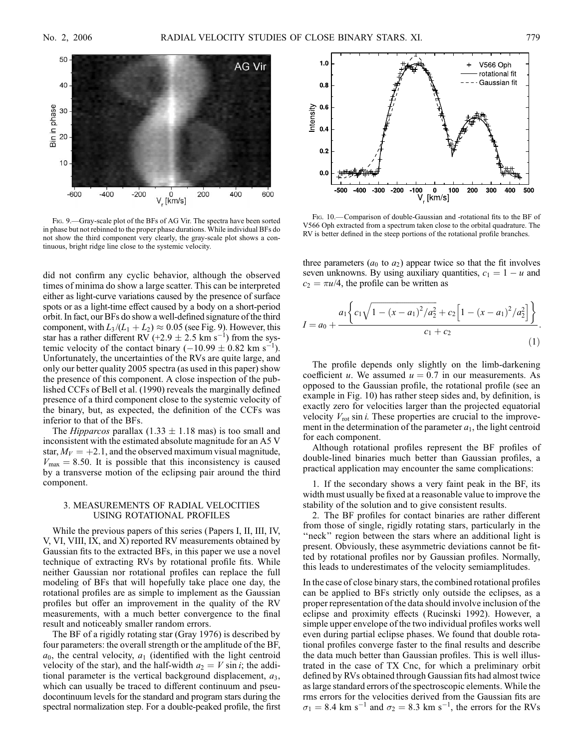FIG. 9.—Gray-scale plot of the BFs of AG Vir. The spectra have been sorted in phase but not rebinned to the proper phase durations. While individual BFs do not show the third component very clearly, the gray-scale plot shows a continuous, bright ridge line close to the systemic velocity.

FIG. 10.—Comparison of double-Gaussian and -rotational fits to the BF of V566 Oph extracted from a spectrum taken close to the orbital quadrature. The RV is better defined in the steep portions of the rotational profile branches.

did not confirm any cyclic behavior, although the observed times of minima do show a large scatter. This can be interpreted either as light-curve variations caused by the presence of surface spots or as a light-time effect caused by a body on a short-period orbit. In fact, our BFs do show a well-defined signature of the third component, with $L_3/(L_1 + L_2) \approx 0.05$ (see Fig. 9). However, this star has a rather different RV ($+2.9 \pm 2.5$ km s$^{-1}$) from the systemic velocity of the contact binary ($-10.99 \pm 0.82$ km s$^{-1}$). Unfortunately, the uncertainties of the RVs are quite large, and only our better quality 2005 spectra (as used in this paper) show the presence of this component. A close inspection of the published CCFs of Bell et al. (1990) reveals the marginally defined presence of a third component close to the systemic velocity of the binary, but, as expected, the definition of the CCFs was inferior to that of the BFs.

The *Hipparcos* parallax ($1.33 \pm 1.18$ mas) is too small and inconsistent with the estimated absolute magnitude for an A5 V star, $M_V = +2.1$, and the observed maximum visual magnitude, $V_{max} = 8.50$. It is possible that this inconsistency is caused by a transverse motion of the eclipsing pair around the third component.

## 3. MEASUREMENTS OF RADIAL VELOCITIES USING ROTATIONAL PROFILES

While the previous papers of this series (Papers I, II, III, IV, V, VI, VIII, IX, and X) reported RV measurements obtained by Gaussian fits to the extracted BFs, in this paper we use a novel technique of extracting RVs by rotational profile fits. While neither Gaussian nor rotational profiles can replace the full modeling of BFs that will hopefully take place one day, the rotational profiles are as simple to implement as the Gaussian profiles but offer an improvement in the quality of the RV measurements, with a much better convergence to the final result and noticeably smaller random errors.

The BF of a rigidly rotating star (Gray 1976) is described by four parameters: the overall strength or the amplitude of the BF, $a_0$, the central velocity, $a_1$ (identified with the light centroid velocity of the star), and the half-width $a_2 = V \sin i$; the additional parameter is the vertical background displacement, $a_3$, which can usually be traced to different continuum and pseudocontinuum levels for the standard and program stars during the spectral normalization step. For a double-peaked profile, the first three parameters ($a_0$ to $a_2$) appear twice so that the fit involves seven unknowns. By using auxiliary quantities, $c_1 = 1 - u$ and $c_2 = \pi u/4$, the profile can be written as

$$I = a_0 + \frac{a_1\left\{c_1\sqrt{1-(x-a_1)^2/a_2^2} + c_2\left[1-(x-a_1)^2/a_2^2\right]\right\}}{c_1 + c_2}. \quad (1)$$

The profile depends only slightly on the limb-darkening coefficient $u$. We assumed $u = 0.7$ in our measurements. As opposed to the Gaussian profile, the rotational profile (see an example in Fig. 10) has rather steep sides and, by definition, is exactly zero for velocities larger than the projected equatorial velocity $V_{\rm rot} \sin i$. These properties are crucial to the improvement in the determination of the parameter $a_1$, the light centroid for each component.

Although rotational profiles represent the BF profiles of double-lined binaries much better than Gaussian profiles, a practical application may encounter the same complications:

1. If the secondary shows a very faint peak in the BF, its width must usually be fixed at a reasonable value to improve the stability of the solution and to give consistent results.
2. The BF profiles for contact binaries are rather different from those of single, rigidly rotating stars, particularly in the "neck" region between the stars where an additional light is present. Obviously, these asymmetric deviations cannot be fitted by rotational profiles nor by Gaussian profiles. Normally, this leads to underestimates of the velocity semiamplitudes.

In the case of close binary stars, the combined rotational profiles can be applied to BFs strictly only outside the eclipses, as a proper representation of the data should involve inclusion of the eclipse and proximity effects (Rucinski 1992). However, a simple upper envelope of the two individual profiles works well even during partial eclipse phases. We found that double rotational profiles converge faster to the final results and describe the data much better than Gaussian profiles. This is well illustrated in the case of TX Cnc, for which a preliminary orbit defined by RVs obtained through Gaussian fits had almost twice as large standard errors of the spectroscopic elements. While the rms errors for the velocities derived from the Gaussian fits are $\sigma_1 = 8.4$ km s$^{-1}$ and $\sigma_2 = 8.3$ km s$^{-1}$, the errors for the RVs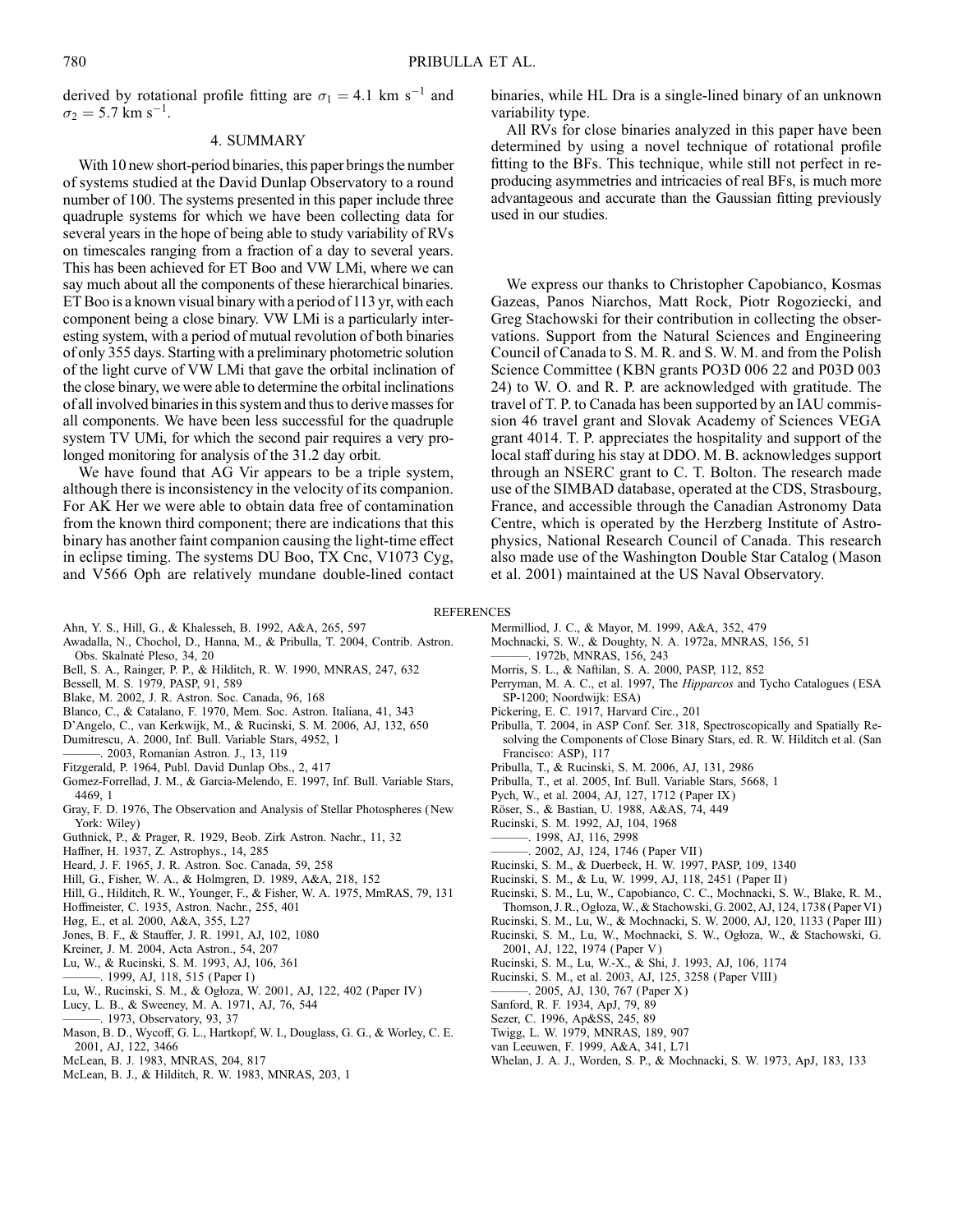derived by rotational profile fitting are $\sigma_1 = 4.1$ km s$^{-1}$ and $\sigma_2 = 5.7$ km s$^{-1}$.

## 4. SUMMARY

With 10 new short-period binaries, this paper brings the number of systems studied at the David Dunlap Observatory to a round number of 100. The systems presented in this paper include three quadruple systems for which we have been collecting data for several years in the hope of being able to study variability of RVs on timescales ranging from a fraction of a day to several years. This has been achieved for ET Boo and VW LMi, where we can say much about all the components of these hierarchical binaries. ET Boo is a known visual binary with a period of 113 yr, with each component being a close binary. VW LMi is a particularly interesting system, with a period of mutual revolution of both binaries of only 355 days. Starting with a preliminary photometric solution of the light curve of VW LMi that gave the orbital inclination of the close binary, we were able to determine the orbital inclinations of all involved binaries in this system and thus to derive masses for all components. We have been less successful for the quadruple system TV UMi, for which the second pair requires a very prolonged monitoring for analysis of the 31.2 day orbit.

We have found that AG Vir appears to be a triple system, although there is inconsistency in the velocity of its companion. For AK Her we were able to obtain data free of contamination from the known third component; there are indications that this binary has another faint companion causing the light-time effect in eclipse timing. The systems DU Boo, TX Cnc, V1073 Cyg, and V566 Oph are relatively mundane double-lined contact binaries, while HL Dra is a single-lined binary of an unknown variability type.

All RVs for close binaries analyzed in this paper have been determined by using a novel technique of rotational profile fitting to the BFs. This technique, while still not perfect in reproducing asymmetries and intricacies of real BFs, is much more advantageous and accurate than the Gaussian fitting previously used in our studies.

We express our thanks to Christopher Capobianco, Kosmas Gazeas, Panos Niarchos, Matt Rock, Piotr Rogoziecki, and Greg Stachowski for their contribution in collecting the observations. Support from the Natural Sciences and Engineering Council of Canada to S. M. R. and S. W. M. and from the Polish Science Committee (KBN grants PO3D 006 22 and P03D 003 24) to W. O. and R. P. are acknowledged with gratitude. The travel of T. P. to Canada has been supported by an IAU commission 46 travel grant and Slovak Academy of Sciences VEGA grant 4014. T. P. appreciates the hospitality and support of the local staff during his stay at DDO. M. B. acknowledges support through an NSERC grant to C. T. Bolton. The research made use of the SIMBAD database, operated at the CDS, Strasbourg, France, and accessible through the Canadian Astronomy Data Centre, which is operated by the Herzberg Institute of Astrophysics, National Research Council of Canada. This research also made use of the Washington Double Star Catalog (Mason et al. 2001) maintained at the US Naval Observatory.

## REFERENCES

Ahn, Y. S., Hill, G., & Khalesseh, B. 1992, A&A, 265, 597
Awadalla, N., Chochol, D., Hanna, M., & Pribulla, T. 2004, Contrib. Astron. Obs. Skalnaté Pleso, 34, 20
Bell, S. A., Rainger, P. P., & Hilditch, R. W. 1990, MNRAS, 247, 632
Bessell, M. S. 1979, PASP, 91, 589
Blake, M. 2002, J. R. Astron. Soc. Canada, 96, 168
Blanco, C., & Catalano, F. 1970, Mem. Soc. Astron. Italiana, 41, 343
D'Angelo, C., van Kerkwijk, M., & Rucinski, S. M. 2006, AJ, 132, 650
Dumitrescu, A. 2000, Inf. Bull. Variable Stars, 4952, 1
———. 2003, Romanian Astron. J., 13, 119
Fitzgerald, P. 1964, Publ. David Dunlap Obs., 2, 417
Gomez-Forrellad, J. M., & Garcia-Melendo, E. 1997, Inf. Bull. Variable Stars, 4469, 1
Gray, F. D. 1976, The Observation and Analysis of Stellar Photospheres (New York: Wiley)
Guthnick, P., & Prager, R. 1929, Beob. Zirk Astron. Nachr., 11, 32
Haffner, H. 1937, Z. Astrophys., 14, 285
Heard, J. F. 1965, J. R. Astron. Soc. Canada, 59, 258
Hill, G., Fisher, W. A., & Holmgren, D. 1989, A&A, 218, 152
Hill, G., Hilditch, R. W., Younger, F., & Fisher, W. A. 1975, MmRAS, 79, 131
Hoffmeister, C. 1935, Astron. Nachr., 255, 401
Høg, E., et al. 2000, A&A, 355, L27
Jones, B. F., & Stauffer, J. R. 1991, AJ, 102, 1080
Kreiner, J. M. 2004, Acta Astron., 54, 207
Lu, W., & Rucinski, S. M. 1993, AJ, 106, 361
———. 1999, AJ, 118, 515 (Paper I)
Lu, W., Rucinski, S. M., & Ogłoza, W. 2001, AJ, 122, 402 (Paper IV)
Lucy, L. B., & Sweeney, M. A. 1971, AJ, 76, 544
———. 1973, Observatory, 93, 37
Mason, B. D., Wycoff, G. L., Hartkopf, W. I., Douglass, G. G., & Worley, C. E. 2001, AJ, 122, 3466
McLean, B. J. 1983, MNRAS, 204, 817
McLean, B. J., & Hilditch, R. W. 1983, MNRAS, 203, 1
Mermilliod, J. C., & Mayor, M. 1999, A&A, 352, 479
Mochnacki, S. W., & Doughty, N. A. 1972a, MNRAS, 156, 51
———. 1972b, MNRAS, 156, 243
Morris, S. L., & Naftilan, S. A. 2000, PASP, 112, 852
Perryman, M. A. C., et al. 1997, The *Hipparcos* and Tycho Catalogues (ESA SP-1200; Noordwijk: ESA)
Pickering, E. C. 1917, Harvard Circ., 201
Pribulla, T. 2004, in ASP Conf. Ser. 318, Spectroscopically and Spatially Resolving the Components of Close Binary Stars, ed. R. W. Hilditch et al. (San Francisco: ASP), 117
Pribulla, T., & Rucinski, S. M. 2006, AJ, 131, 2986
Pribulla, T., et al. 2005, Inf. Bull. Variable Stars, 5668, 1
Pych, W., et al. 2004, AJ, 127, 1712 (Paper IX)
Röser, S., & Bastian, U. 1988, A&AS, 74, 449
Rucinski, S. M. 1992, AJ, 104, 1968
———. 1998, AJ, 116, 2998
———. 2002, AJ, 124, 1746 (Paper VII)
Rucinski, S. M., & Duerbeck, H. W. 1997, PASP, 109, 1340
Rucinski, S. M., & Lu, W. 1999, AJ, 118, 2451 (Paper II)
Rucinski, S. M., Lu, W., Capobianco, C. C., Mochnacki, S. W., Blake, R. M., Thomson, J. R., Ogłoza, W., & Stachowski, G. 2002, AJ, 124, 1738 (Paper VI)
Rucinski, S. M., Lu, W., & Mochnacki, S. W. 2000, AJ, 120, 1133 (Paper III)
Rucinski, S. M., Lu, W., Mochnacki, S. W., Ogłoza, W., & Stachowski, G. 2001, AJ, 122, 1974 (Paper V)
Rucinski, S. M., Lu, W.-X., & Shi, J. 1993, AJ, 106, 1174
Rucinski, S. M., et al. 2003, AJ, 125, 3258 (Paper VIII)
———. 2005, AJ, 130, 767 (Paper X)
Sanford, R. F. 1934, ApJ, 79, 89
Sezer, C. 1996, Ap&SS, 245, 89
Twigg, L. W. 1979, MNRAS, 189, 907
van Leeuwen, F. 1999, A&A, 341, L71
Whelan, J. A. J., Worden, S. P., & Mochnacki, S. W. 1973, ApJ, 183, 133